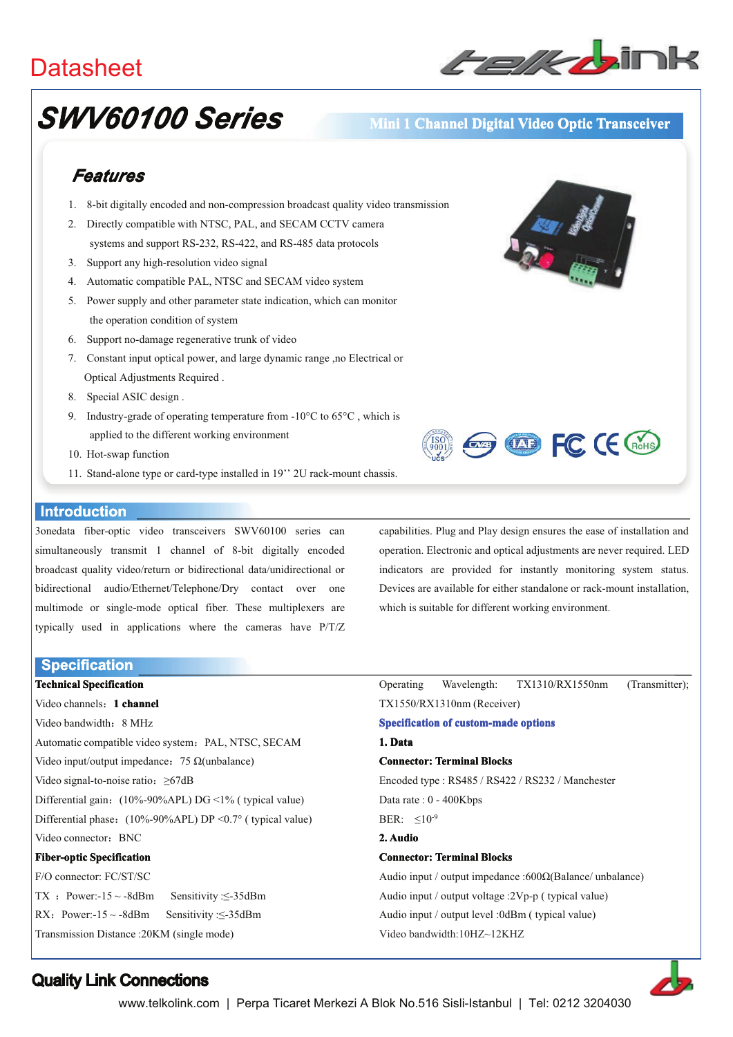# Datasheet

# SWV60100 Series

**Mini 1 Channel Digital Video Optic Transceiver**

## Features

1. 8-bit digitally encoded and non-compression broadcast quality video transmission
2. Directly compatible with NTSC, PAL, and SECAM CCTV camera systems and support RS-232, RS-422, and RS-485 data protocols
3. Support any high-resolution video signal
4. Automatic compatible PAL, NTSC and SECAM video system
5. Power supply and other parameter state indication, which can monitor the operation condition of system
6. Support no-damage regenerative trunk of video
7. Constant input optical power, and large dynamic range ,no Electrical or Optical Adjustments Required .
8. Special ASIC design .
9. Industry-grade of operating temperature from -10°C to 65°C , which is applied to the different working environment
10. Hot-swap function
11. Stand-alone type or card-type installed in 19'' 2U rack-mount chassis.

## Introduction

3onedata fiber-optic video transceivers SWV60100 series can simultaneously transmit 1 channel of 8-bit digitally encoded broadcast quality video/return or bidirectional data/unidirectional or bidirectional audio/Ethernet/Telephone/Dry contact over one multimode or single-mode optical fiber. These multiplexers are typically used in applications where the cameras have P/T/Z capabilities. Plug and Play design ensures the ease of installation and operation. Electronic and optical adjustments are never required. LED indicators are provided for instantly monitoring system status. Devices are available for either standalone or rack-mount installation, which is suitable for different working environment.

## Specification

**Technical Specification**

Video channels：**1 channel**

Video bandwidth：8 MHz

Automatic compatible video system：PAL, NTSC, SECAM

Video input/output impedance：75 Ω(unbalance)

Video signal-to-noise ratio：≥67dB

Differential gain：(10%-90%APL) DG <1% ( typical value)

Differential phase：(10%-90%APL) DP <0.7° ( typical value)

Video connector：BNC

**Fiber-optic Specification**

F/O connector: FC/ST/SC

TX ：Power:-15 ~ -8dBm Sensitivity :≤-35dBm

RX：Power:-15 ~ -8dBm Sensitivity :≤-35dBm

Transmission Distance :20KM (single mode)

Operating Wavelength: TX1310/RX1550nm (Transmitter); TX1550/RX1310nm (Receiver)

**Specification of custom-made options**

**1. Data**

**Connector: Terminal Blocks**

Encoded type : RS485 / RS422 / RS232 / Manchester

Data rate : 0 - 400Kbps

BER: $\leq 10^{-9}$

**2. Audio**

**Connector: Terminal Blocks**

Audio input / output impedance :600Ω(Balance/ unbalance)

Audio input / output voltage :2Vp-p ( typical value)

Audio input / output level :0dBm ( typical value)

Video bandwidth:10HZ~12KHZ

**Quality Link Connections**

www.telkolink.com | Perpa Ticaret Merkezi A Blok No.516 Sisli-Istanbul | Tel: 0212 3204030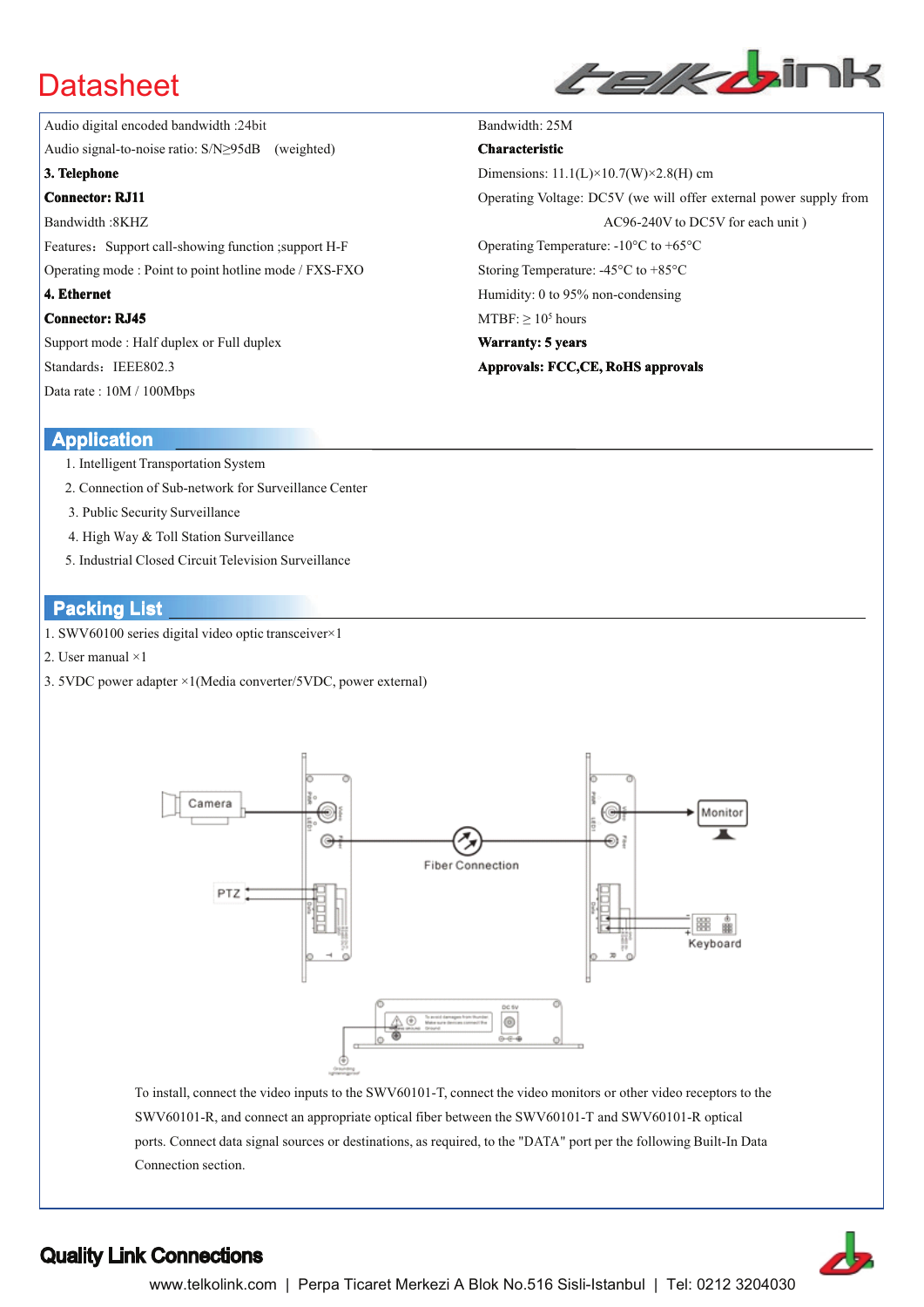Datasheet

Audio digital encoded bandwidth :24bit

Audio signal-to-noise ratio: S/N≥95dB (weighted)

**3. Telephone**

**Connector: RJ11**

Bandwidth :8KHZ

Features：Support call-showing function ;support H-F

Operating mode : Point to point hotline mode / FXS-FXO

**4. Ethernet**

**Connector: RJ45**

Support mode : Half duplex or Full duplex

Standards：IEEE802.3

Data rate : 10M / 100Mbps

Bandwidth: 25M

**Characteristic**

Dimensions: 11.1(L)×10.7(W)×2.8(H) cm

Operating Voltage: DC5V (we will offer external power supply from AC96-240V to DC5V for each unit )

Operating Temperature: -10°C to +65°C

Storing Temperature: -45°C to +85°C

Humidity: 0 to 95% non-condensing

MTBF: ≥ $10^5$ hours

**Warranty: 5 years**

**Approvals: FCC,CE, RoHS approvals**

## Application

1. Intelligent Transportation System
2. Connection of Sub-network for Surveillance Center
3. Public Security Surveillance
4. High Way & Toll Station Surveillance
5. Industrial Closed Circuit Television Surveillance

## Packing List

1. SWV60100 series digital video optic transceiver×1
2. User manual ×1
3. 5VDC power adapter ×1(Media converter/5VDC, power external)

Camera

PTZ

Fiber Connection

Monitor

Keyboard

To install, connect the video inputs to the SWV60101-T, connect the video monitors or other video receptors to the SWV60101-R, and connect an appropriate optical fiber between the SWV60101-T and SWV60101-R optical ports. Connect data signal sources or destinations, as required, to the "DATA" port per the following Built-In Data Connection section.

**Quality Link Connections**

www.telkolink.com | Perpa Ticaret Merkezi A Blok No.516 Sisli-Istanbul | Tel: 0212 3204030